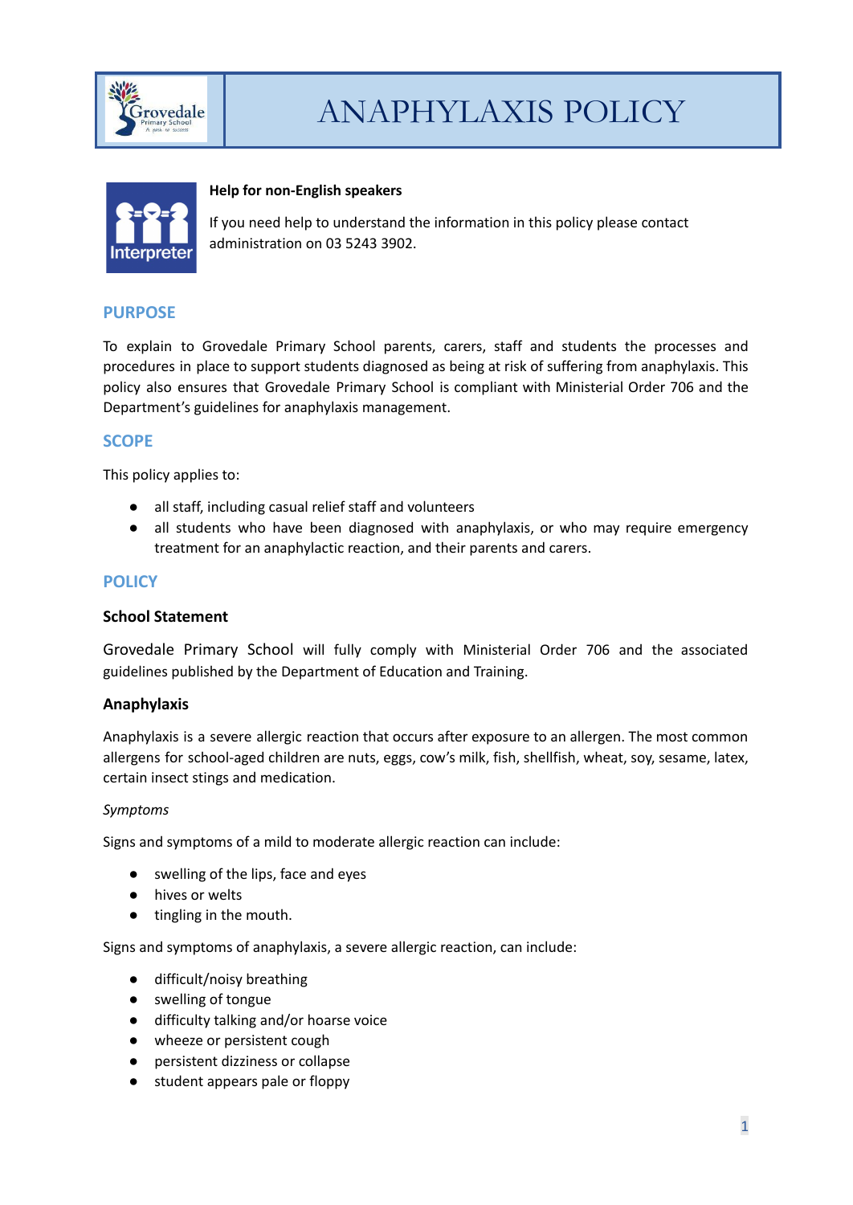# ANAPHYLAXIS POLICY

**Help for non-English speakers**

If you need help to understand the information in this policy please contact administration on 03 5243 3902.

## PURPOSE

To explain to Grovedale Primary School parents, carers, staff and students the processes and procedures in place to support students diagnosed as being at risk of suffering from anaphylaxis. This policy also ensures that Grovedale Primary School is compliant with Ministerial Order 706 and the Department's guidelines for anaphylaxis management.

## SCOPE

This policy applies to:

- all staff, including casual relief staff and volunteers
- all students who have been diagnosed with anaphylaxis, or who may require emergency treatment for an anaphylactic reaction, and their parents and carers.

## POLICY

### School Statement

Grovedale Primary School will fully comply with Ministerial Order 706 and the associated guidelines published by the Department of Education and Training.

### Anaphylaxis

Anaphylaxis is a severe allergic reaction that occurs after exposure to an allergen. The most common allergens for school-aged children are nuts, eggs, cow's milk, fish, shellfish, wheat, soy, sesame, latex, certain insect stings and medication.

*Symptoms*

Signs and symptoms of a mild to moderate allergic reaction can include:

- swelling of the lips, face and eyes
- hives or welts
- tingling in the mouth.

Signs and symptoms of anaphylaxis, a severe allergic reaction, can include:

- difficult/noisy breathing
- swelling of tongue
- difficulty talking and/or hoarse voice
- wheeze or persistent cough
- persistent dizziness or collapse
- student appears pale or floppy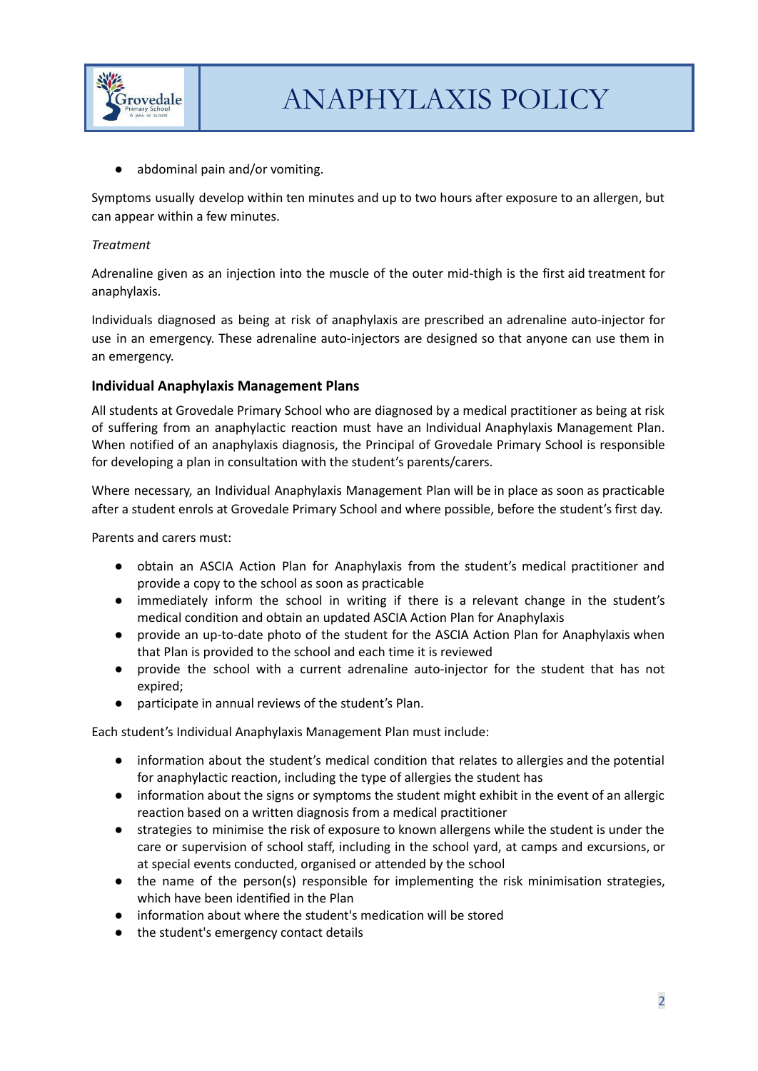- abdominal pain and/or vomiting.

Symptoms usually develop within ten minutes and up to two hours after exposure to an allergen, but can appear within a few minutes.

*Treatment*

Adrenaline given as an injection into the muscle of the outer mid-thigh is the first aid treatment for anaphylaxis.

Individuals diagnosed as being at risk of anaphylaxis are prescribed an adrenaline auto-injector for use in an emergency. These adrenaline auto-injectors are designed so that anyone can use them in an emergency.

### Individual Anaphylaxis Management Plans

All students at Grovedale Primary School who are diagnosed by a medical practitioner as being at risk of suffering from an anaphylactic reaction must have an Individual Anaphylaxis Management Plan. When notified of an anaphylaxis diagnosis, the Principal of Grovedale Primary School is responsible for developing a plan in consultation with the student's parents/carers.

Where necessary, an Individual Anaphylaxis Management Plan will be in place as soon as practicable after a student enrols at Grovedale Primary School and where possible, before the student's first day.

Parents and carers must:

- obtain an ASCIA Action Plan for Anaphylaxis from the student's medical practitioner and provide a copy to the school as soon as practicable
- immediately inform the school in writing if there is a relevant change in the student's medical condition and obtain an updated ASCIA Action Plan for Anaphylaxis
- provide an up-to-date photo of the student for the ASCIA Action Plan for Anaphylaxis when that Plan is provided to the school and each time it is reviewed
- provide the school with a current adrenaline auto-injector for the student that has not expired;
- participate in annual reviews of the student's Plan.

Each student's Individual Anaphylaxis Management Plan must include:

- information about the student's medical condition that relates to allergies and the potential for anaphylactic reaction, including the type of allergies the student has
- information about the signs or symptoms the student might exhibit in the event of an allergic reaction based on a written diagnosis from a medical practitioner
- strategies to minimise the risk of exposure to known allergens while the student is under the care or supervision of school staff, including in the school yard, at camps and excursions, or at special events conducted, organised or attended by the school
- the name of the person(s) responsible for implementing the risk minimisation strategies, which have been identified in the Plan
- information about where the student's medication will be stored
- the student's emergency contact details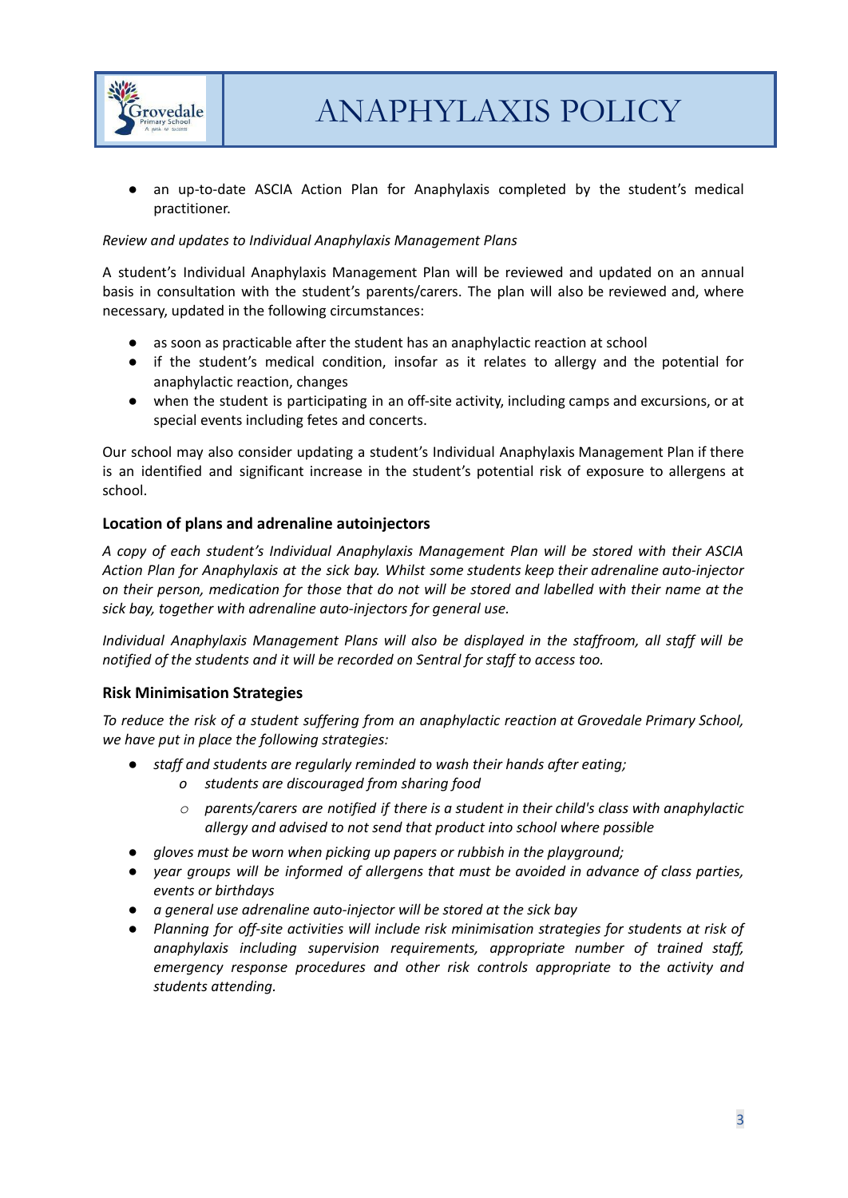- an up-to-date ASCIA Action Plan for Anaphylaxis completed by the student's medical practitioner.

*Review and updates to Individual Anaphylaxis Management Plans*

A student's Individual Anaphylaxis Management Plan will be reviewed and updated on an annual basis in consultation with the student's parents/carers. The plan will also be reviewed and, where necessary, updated in the following circumstances:

- as soon as practicable after the student has an anaphylactic reaction at school
- if the student's medical condition, insofar as it relates to allergy and the potential for anaphylactic reaction, changes
- when the student is participating in an off-site activity, including camps and excursions, or at special events including fetes and concerts.

Our school may also consider updating a student's Individual Anaphylaxis Management Plan if there is an identified and significant increase in the student's potential risk of exposure to allergens at school.

### Location of plans and adrenaline autoinjectors

*A copy of each student's Individual Anaphylaxis Management Plan will be stored with their ASCIA Action Plan for Anaphylaxis at the sick bay. Whilst some students keep their adrenaline auto-injector on their person, medication for those that do not will be stored and labelled with their name at the sick bay, together with adrenaline auto-injectors for general use.*

*Individual Anaphylaxis Management Plans will also be displayed in the staffroom, all staff will be notified of the students and it will be recorded on Sentral for staff to access too.*

### Risk Minimisation Strategies

*To reduce the risk of a student suffering from an anaphylactic reaction at Grovedale Primary School, we have put in place the following strategies:*

- *staff and students are regularly reminded to wash their hands after eating;*
  - *students are discouraged from sharing food*
  - *parents/carers are notified if there is a student in their child's class with anaphylactic allergy and advised to not send that product into school where possible*
- *gloves must be worn when picking up papers or rubbish in the playground;*
- *year groups will be informed of allergens that must be avoided in advance of class parties, events or birthdays*
- *a general use adrenaline auto-injector will be stored at the sick bay*
- *Planning for off-site activities will include risk minimisation strategies for students at risk of anaphylaxis including supervision requirements, appropriate number of trained staff, emergency response procedures and other risk controls appropriate to the activity and students attending.*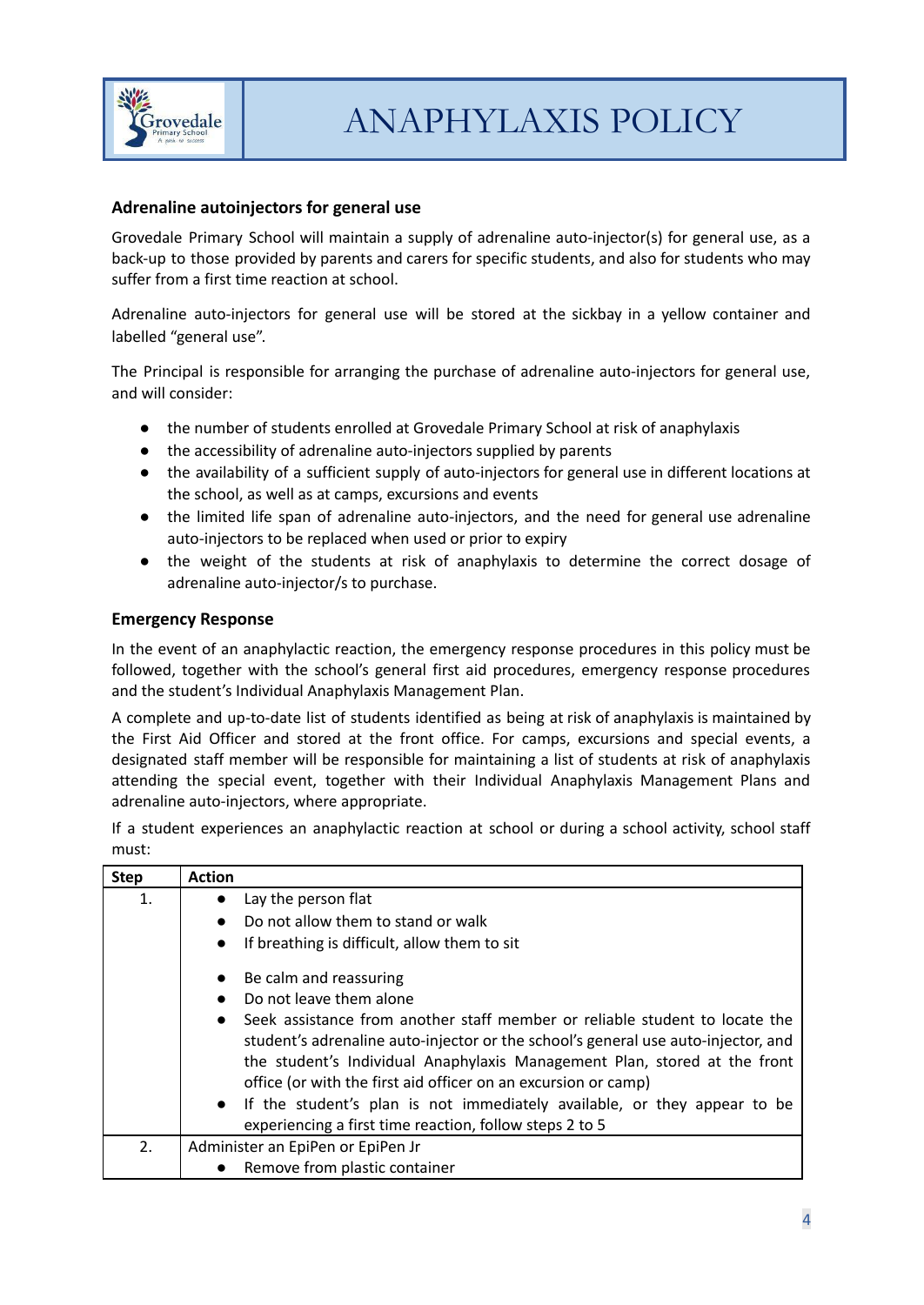### Adrenaline autoinjectors for general use

Grovedale Primary School will maintain a supply of adrenaline auto-injector(s) for general use, as a back-up to those provided by parents and carers for specific students, and also for students who may suffer from a first time reaction at school.

Adrenaline auto-injectors for general use will be stored at the sickbay in a yellow container and labelled "general use".

The Principal is responsible for arranging the purchase of adrenaline auto-injectors for general use, and will consider:

- the number of students enrolled at Grovedale Primary School at risk of anaphylaxis
- the accessibility of adrenaline auto-injectors supplied by parents
- the availability of a sufficient supply of auto-injectors for general use in different locations at the school, as well as at camps, excursions and events
- the limited life span of adrenaline auto-injectors, and the need for general use adrenaline auto-injectors to be replaced when used or prior to expiry
- the weight of the students at risk of anaphylaxis to determine the correct dosage of adrenaline auto-injector/s to purchase.

### Emergency Response

In the event of an anaphylactic reaction, the emergency response procedures in this policy must be followed, together with the school's general first aid procedures, emergency response procedures and the student's Individual Anaphylaxis Management Plan.

A complete and up-to-date list of students identified as being at risk of anaphylaxis is maintained by the First Aid Officer and stored at the front office. For camps, excursions and special events, a designated staff member will be responsible for maintaining a list of students at risk of anaphylaxis attending the special event, together with their Individual Anaphylaxis Management Plans and adrenaline auto-injectors, where appropriate.

If a student experiences an anaphylactic reaction at school or during a school activity, school staff must:

| Step | Action |
|---|---|
| 1. | • Lay the person flat<br>• Do not allow them to stand or walk<br>• If breathing is difficult, allow them to sit<br><br>• Be calm and reassuring<br>• Do not leave them alone<br>• Seek assistance from another staff member or reliable student to locate the student's adrenaline auto-injector or the school's general use auto-injector, and the student's Individual Anaphylaxis Management Plan, stored at the front office (or with the first aid officer on an excursion or camp)<br>• If the student's plan is not immediately available, or they appear to be experiencing a first time reaction, follow steps 2 to 5 |
| 2. | Administer an EpiPen or EpiPen Jr<br>• Remove from plastic container |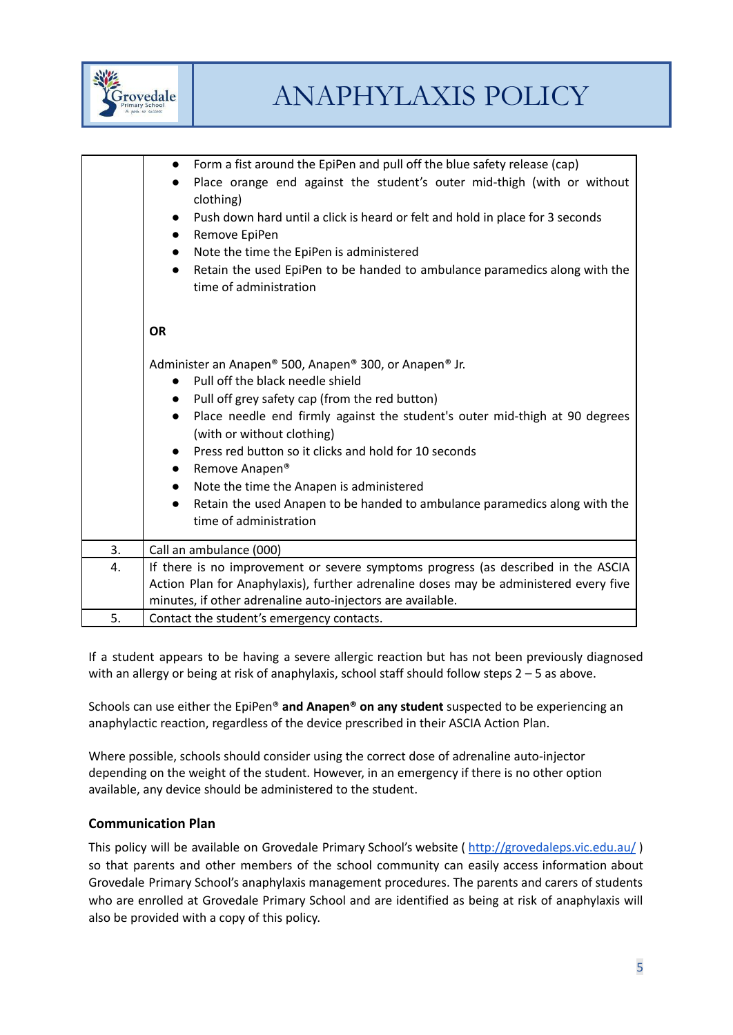| | |
|---|---|
| | ● Form a fist around the EpiPen and pull off the blue safety release (cap)<br>● Place orange end against the student's outer mid-thigh (with or without clothing)<br>● Push down hard until a click is heard or felt and hold in place for 3 seconds<br>● Remove EpiPen<br>● Note the time the EpiPen is administered<br>● Retain the used EpiPen to be handed to ambulance paramedics along with the time of administration<br><br>**OR**<br><br>Administer an Anapen® 500, Anapen® 300, or Anapen® Jr.<br>● Pull off the black needle shield<br>● Pull off grey safety cap (from the red button)<br>● Place needle end firmly against the student's outer mid-thigh at 90 degrees (with or without clothing)<br>● Press red button so it clicks and hold for 10 seconds<br>● Remove Anapen®<br>● Note the time the Anapen is administered<br>● Retain the used Anapen to be handed to ambulance paramedics along with the time of administration |
| 3. | Call an ambulance (000) |
| 4. | If there is no improvement or severe symptoms progress (as described in the ASCIA Action Plan for Anaphylaxis), further adrenaline doses may be administered every five minutes, if other adrenaline auto-injectors are available. |
| 5. | Contact the student's emergency contacts. |

If a student appears to be having a severe allergic reaction but has not been previously diagnosed with an allergy or being at risk of anaphylaxis, school staff should follow steps 2 – 5 as above.

Schools can use either the EpiPen® **and Anapen® on any student** suspected to be experiencing an anaphylactic reaction, regardless of the device prescribed in their ASCIA Action Plan.

Where possible, schools should consider using the correct dose of adrenaline auto-injector depending on the weight of the student. However, in an emergency if there is no other option available, any device should be administered to the student.

### Communication Plan

This policy will be available on Grovedale Primary School's website ( http://grovedaleps.vic.edu.au/ ) so that parents and other members of the school community can easily access information about Grovedale Primary School's anaphylaxis management procedures. The parents and carers of students who are enrolled at Grovedale Primary School and are identified as being at risk of anaphylaxis will also be provided with a copy of this policy.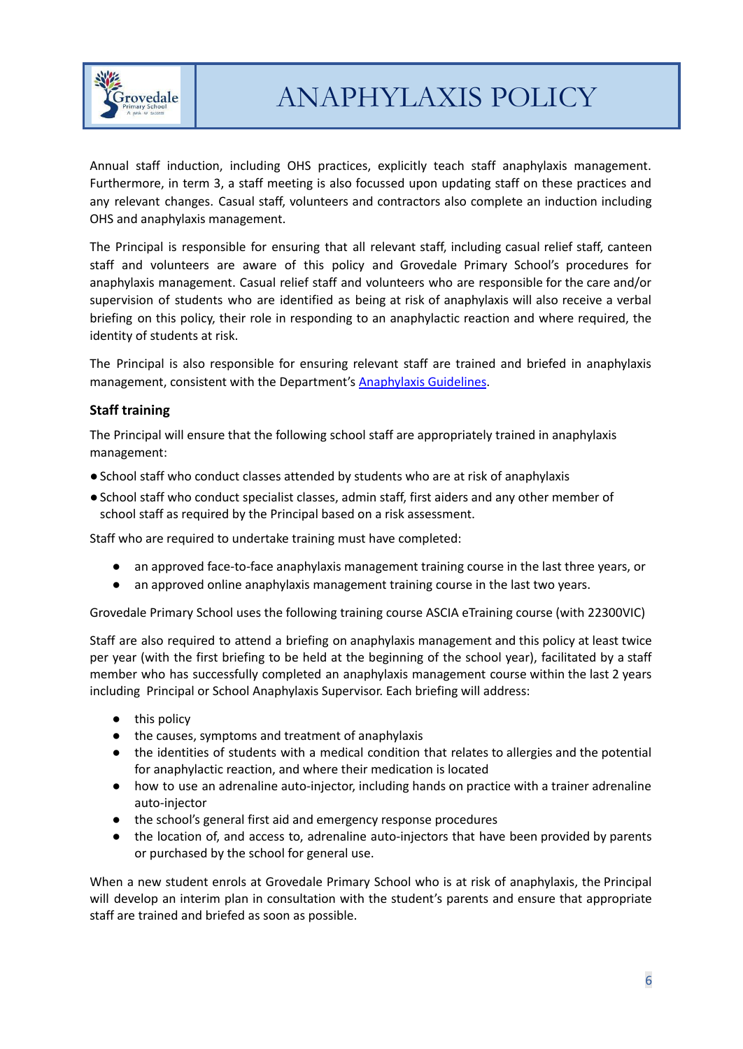Annual staff induction, including OHS practices, explicitly teach staff anaphylaxis management. Furthermore, in term 3, a staff meeting is also focussed upon updating staff on these practices and any relevant changes. Casual staff, volunteers and contractors also complete an induction including OHS and anaphylaxis management.

The Principal is responsible for ensuring that all relevant staff, including casual relief staff, canteen staff and volunteers are aware of this policy and Grovedale Primary School's procedures for anaphylaxis management. Casual relief staff and volunteers who are responsible for the care and/or supervision of students who are identified as being at risk of anaphylaxis will also receive a verbal briefing on this policy, their role in responding to an anaphylactic reaction and where required, the identity of students at risk.

The Principal is also responsible for ensuring relevant staff are trained and briefed in anaphylaxis management, consistent with the Department's Anaphylaxis Guidelines.

### Staff training

The Principal will ensure that the following school staff are appropriately trained in anaphylaxis management:

- School staff who conduct classes attended by students who are at risk of anaphylaxis
- School staff who conduct specialist classes, admin staff, first aiders and any other member of school staff as required by the Principal based on a risk assessment.

Staff who are required to undertake training must have completed:

- an approved face-to-face anaphylaxis management training course in the last three years, or
- an approved online anaphylaxis management training course in the last two years.

Grovedale Primary School uses the following training course ASCIA eTraining course (with 22300VIC)

Staff are also required to attend a briefing on anaphylaxis management and this policy at least twice per year (with the first briefing to be held at the beginning of the school year), facilitated by a staff member who has successfully completed an anaphylaxis management course within the last 2 years including Principal or School Anaphylaxis Supervisor. Each briefing will address:

- this policy
- the causes, symptoms and treatment of anaphylaxis
- the identities of students with a medical condition that relates to allergies and the potential for anaphylactic reaction, and where their medication is located
- how to use an adrenaline auto-injector, including hands on practice with a trainer adrenaline auto-injector
- the school's general first aid and emergency response procedures
- the location of, and access to, adrenaline auto-injectors that have been provided by parents or purchased by the school for general use.

When a new student enrols at Grovedale Primary School who is at risk of anaphylaxis, the Principal will develop an interim plan in consultation with the student's parents and ensure that appropriate staff are trained and briefed as soon as possible.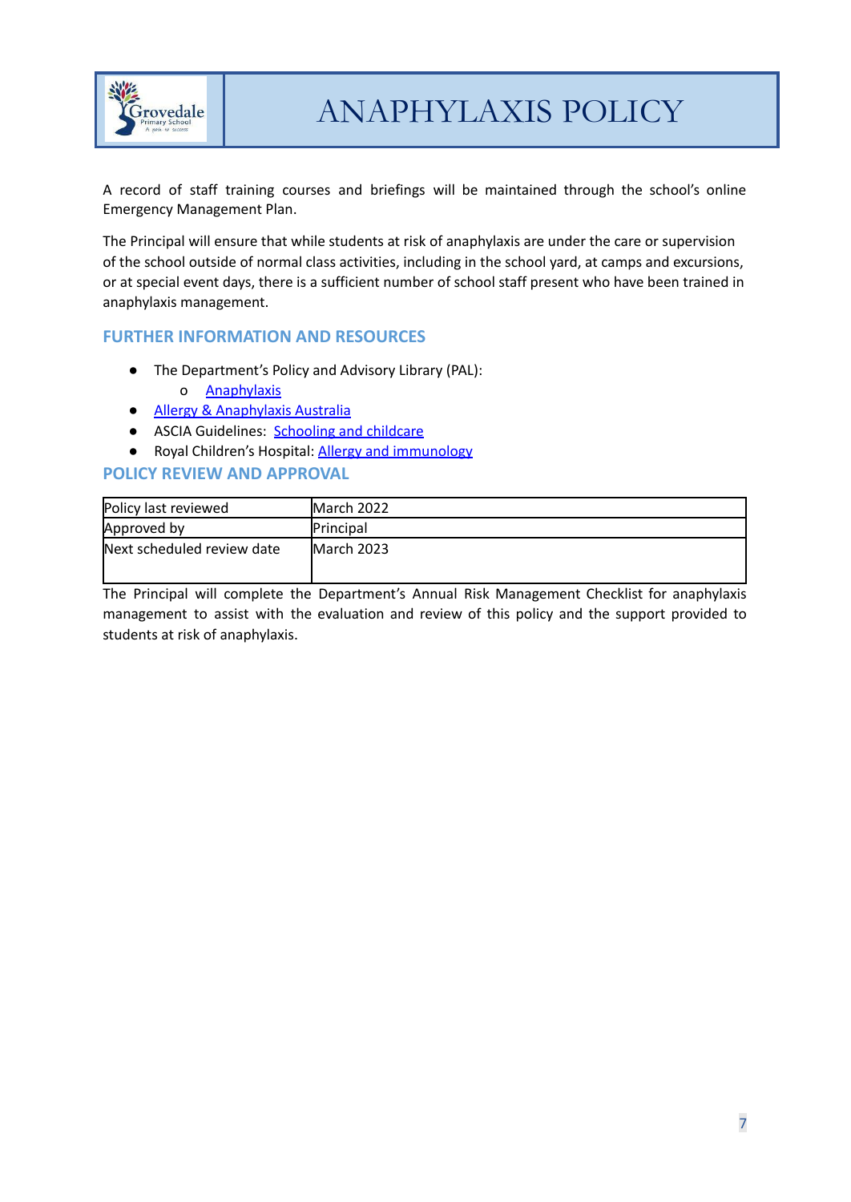A record of staff training courses and briefings will be maintained through the school's online Emergency Management Plan.

The Principal will ensure that while students at risk of anaphylaxis are under the care or supervision of the school outside of normal class activities, including in the school yard, at camps and excursions, or at special event days, there is a sufficient number of school staff present who have been trained in anaphylaxis management.

## FURTHER INFORMATION AND RESOURCES

- The Department's Policy and Advisory Library (PAL):
  - Anaphylaxis
- Allergy & Anaphylaxis Australia
- ASCIA Guidelines: Schooling and childcare
- Royal Children's Hospital: Allergy and immunology

## POLICY REVIEW AND APPROVAL

| | |
|---|---|
| Policy last reviewed | March 2022 |
| Approved by | Principal |
| Next scheduled review date | March 2023 |

The Principal will complete the Department's Annual Risk Management Checklist for anaphylaxis management to assist with the evaluation and review of this policy and the support provided to students at risk of anaphylaxis.